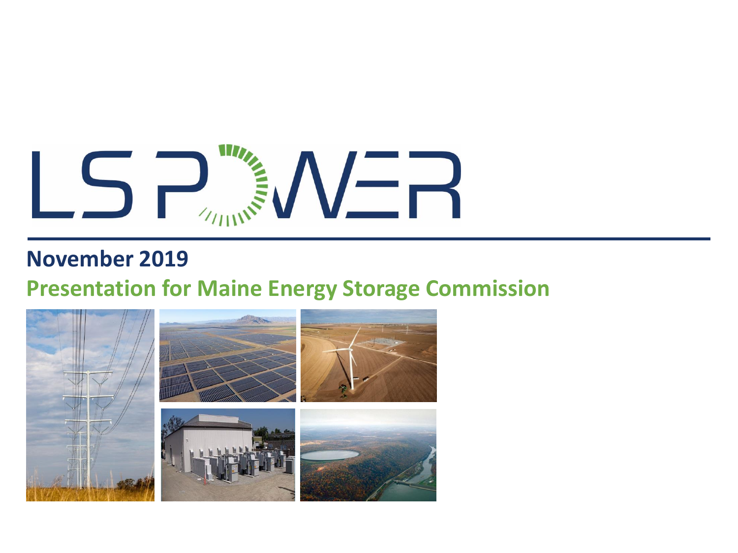# LS POWER

## November 2019

## Presentation for Maine Energy Storage Commission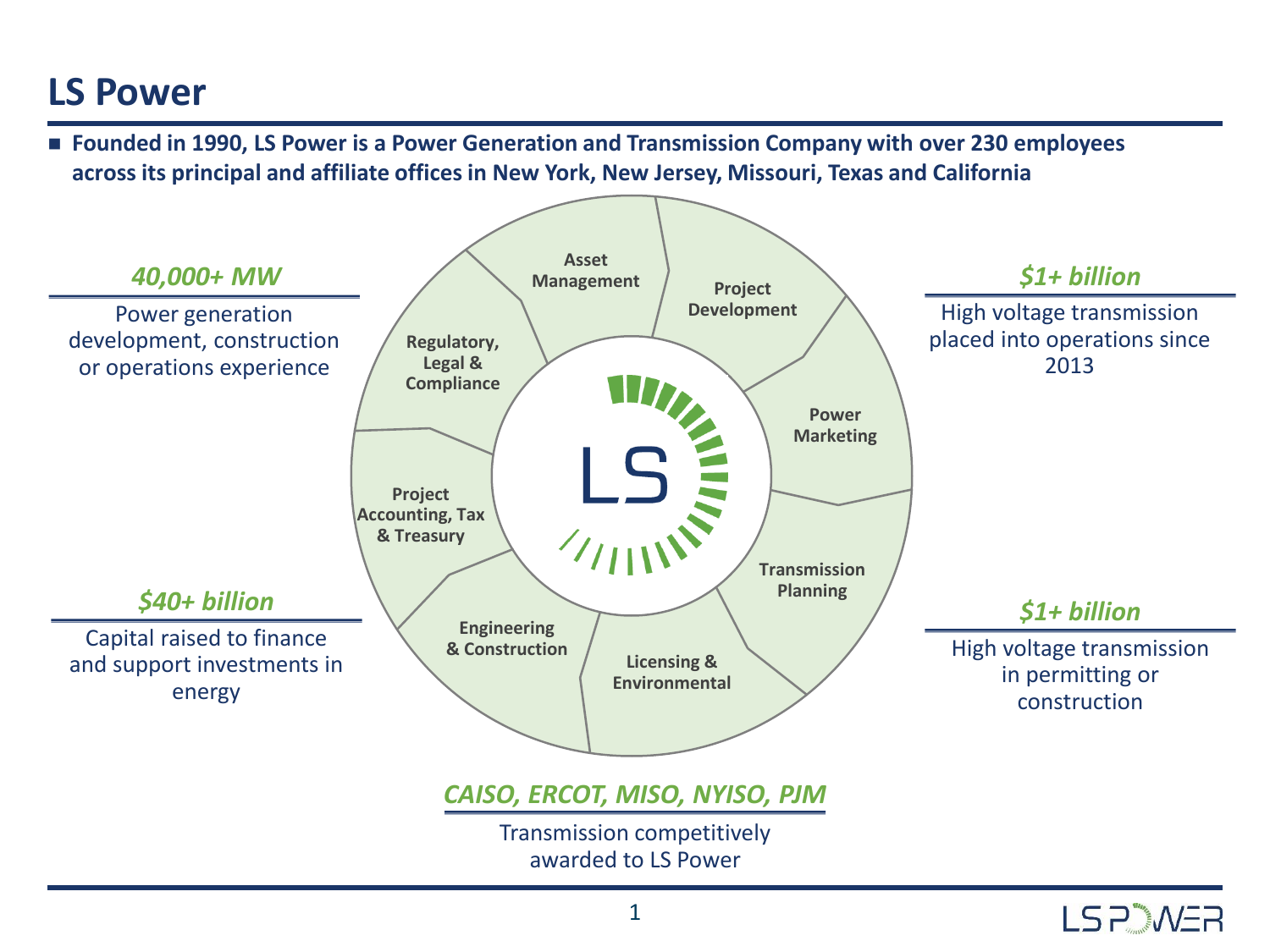# LS Power

- **Founded in 1990, LS Power is a Power Generation and Transmission Company with over 230 employees across its principal and affiliate offices in New York, New Jersey, Missouri, Texas and California**

*40,000+ MW*

Power generation development, construction or operations experience

*$40+ billion*

Capital raised to finance and support investments in energy

Asset Management

Project Development

Power Marketing

Transmission Planning

Licensing & Environmental

Engineering & Construction

Project Accounting, Tax & Treasury

Regulatory, Legal & Compliance

LS

*$1+ billion*

High voltage transmission placed into operations since 2013

*$1+ billion*

High voltage transmission in permitting or construction

*CAISO, ERCOT, MISO, NYISO, PJM*

Transmission competitively awarded to LS Power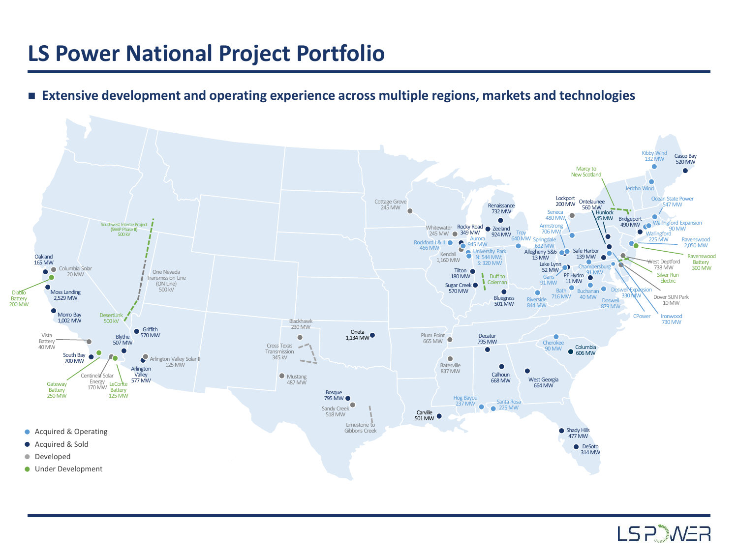# LS Power National Project Portfolio

- **Extensive development and operating experience across multiple regions, markets and technologies**

Kibby Wind
132 MW

Casco Bay
520 MW

Marcy to
New Scotland

Jericho Wind

Lockport
200 MW

Ontelaunee
560 MW

Hunlock
45 MW

Ocean State Power
547 MW

Seneca
480 MW

Bridgeport
490 MW

Wallingford Expansion
90 MW

Renaissance
732 MW

Armstrong
706 MW

Wallingford
225 MW

Cottage Grove
245 MW

Whitewater
245 MW

Rocky Road
349 MW

Zeeland
924 MW

Troy
640 MW

Springdale
632 MW

Ravenswood
2,050 MW

Rockford I & II
466 MW

Aurora
945 MW

Allegheny 5&6
13 MW

Safe Harbor
139 MW

Ravenswood Battery
300 MW

Kendall
1,160 MW

University Park
N: 544 MW;
S: 320 MW

Lake Lynn
52 MW

Chambersburg
91 MW

West Deptford
738 MW

Southwest Intertie Project (SWIP Phase II)
500 kV

Tilton
180 MW

Duff to
Coleman

Gans
91 MW

PE Hydro
11 MW

Silver Run
Electric

Oakland
165 MW

Columbia Solar
20 MW

One Nevada
Transmission Line
(ON Line)
500 kV

Sugar Creek
570 MW

Bluegrass
501 MW

Riverside
844 MW

Bath
716 MW

Buchanan
40 MW

Doswell Expansion
330 MW

Dover SUN Park
10 MW

Diablo
Battery
200 MW

Moss Landing
2,529 MW

Doswell
879 MW

Morro Bay
1,002 MW

DesertLink
500 kV

Blackhawk
230 MW

CPower

Ironwood
730 MW

Griffith
570 MW

Oneta
1,134 MW

Plum Point
665 MW

Decatur
795 MW

Cherokee
90 MW

Columbia
606 MW

Vista
Battery
40 MW

Blythe
507 MW

Cross Texas
Transmission
345 kV

South Bay
700 MW

Arlington Valley Solar II
125 MW

Batesville
837 MW

Arlington
Valley
577 MW

Calhoun
668 MW

West Georgia
664 MW

Centinela Solar
Energy
170 MW

Mustang
487 MW

Gateway
Battery
250 MW

LeConte
Battery
125 MW

Bosque
795 MW

Hog Bayou
237 MW

Santa Rosa
225 MW

Sandy Creek
518 MW

Limestone to
Gibbons Creek

Carville
501 MW

Shady Hills
477 MW

DeSoto
314 MW

- Acquired & Operating
- Acquired & Sold
- Developed
- Under Development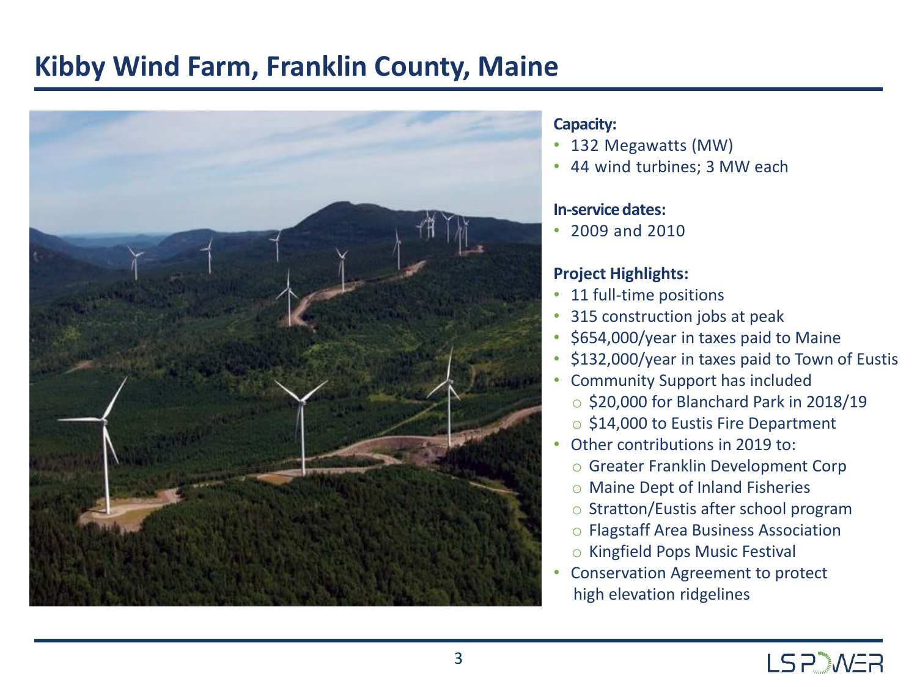# Kibby Wind Farm, Franklin County, Maine

**Capacity:**

- 132 Megawatts (MW)
- 44 wind turbines; 3 MW each

**In-service dates:**

- 2009 and 2010

**Project Highlights:**

- 11 full-time positions
- 315 construction jobs at peak
- $654,000/year in taxes paid to Maine
- $132,000/year in taxes paid to Town of Eustis
- Community Support has included
  - $20,000 for Blanchard Park in 2018/19
  - $14,000 to Eustis Fire Department
- Other contributions in 2019 to:
  - Greater Franklin Development Corp
  - Maine Dept of Inland Fisheries
  - Stratton/Eustis after school program
  - Flagstaff Area Business Association
  - Kingfield Pops Music Festival
- Conservation Agreement to protect high elevation ridgelines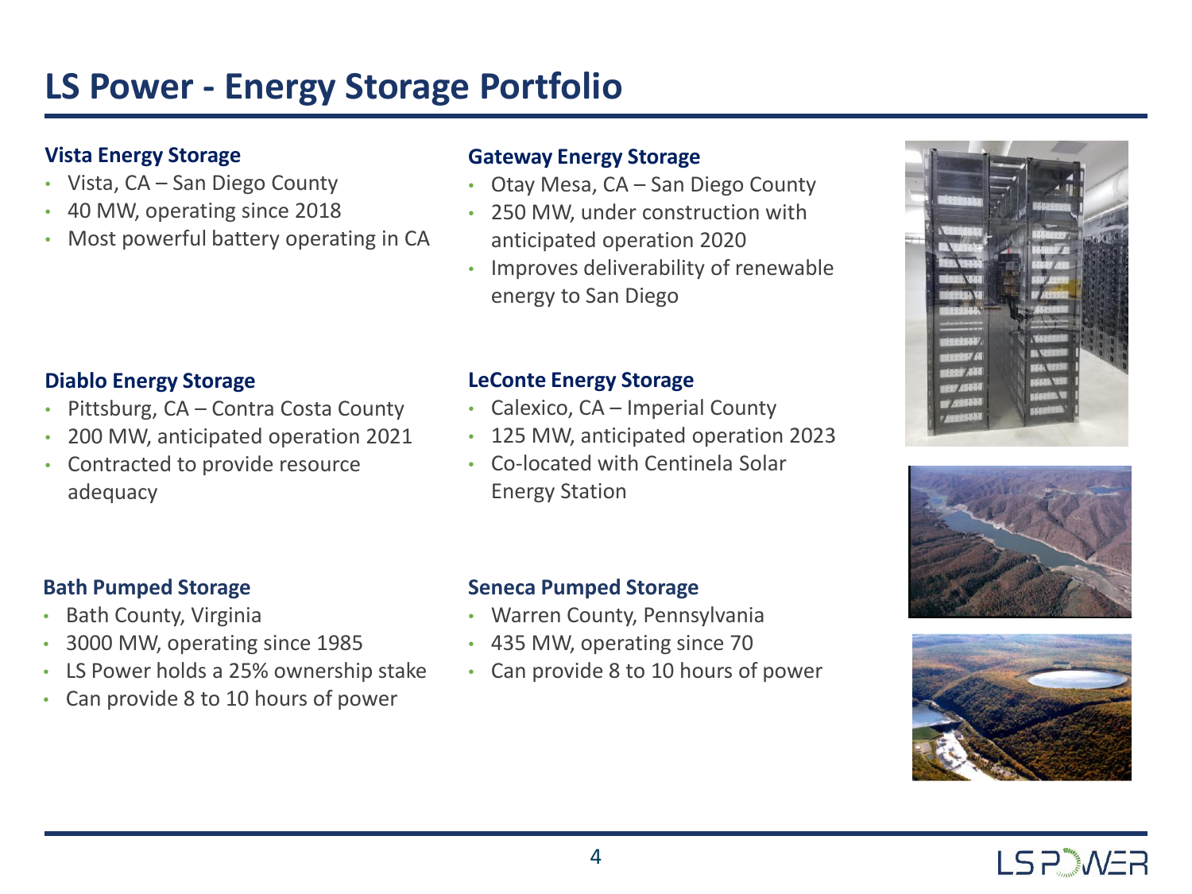# LS Power - Energy Storage Portfolio

### Vista Energy Storage

- Vista, CA – San Diego County
- 40 MW, operating since 2018
- Most powerful battery operating in CA

### Gateway Energy Storage

- Otay Mesa, CA – San Diego County
- 250 MW, under construction with anticipated operation 2020
- Improves deliverability of renewable energy to San Diego

### Diablo Energy Storage

- Pittsburg, CA – Contra Costa County
- 200 MW, anticipated operation 2021
- Contracted to provide resource adequacy

### LeConte Energy Storage

- Calexico, CA – Imperial County
- 125 MW, anticipated operation 2023
- Co-located with Centinela Solar Energy Station

### Bath Pumped Storage

- Bath County, Virginia
- 3000 MW, operating since 1985
- LS Power holds a 25% ownership stake
- Can provide 8 to 10 hours of power

### Seneca Pumped Storage

- Warren County, Pennsylvania
- 435 MW, operating since 70
- Can provide 8 to 10 hours of power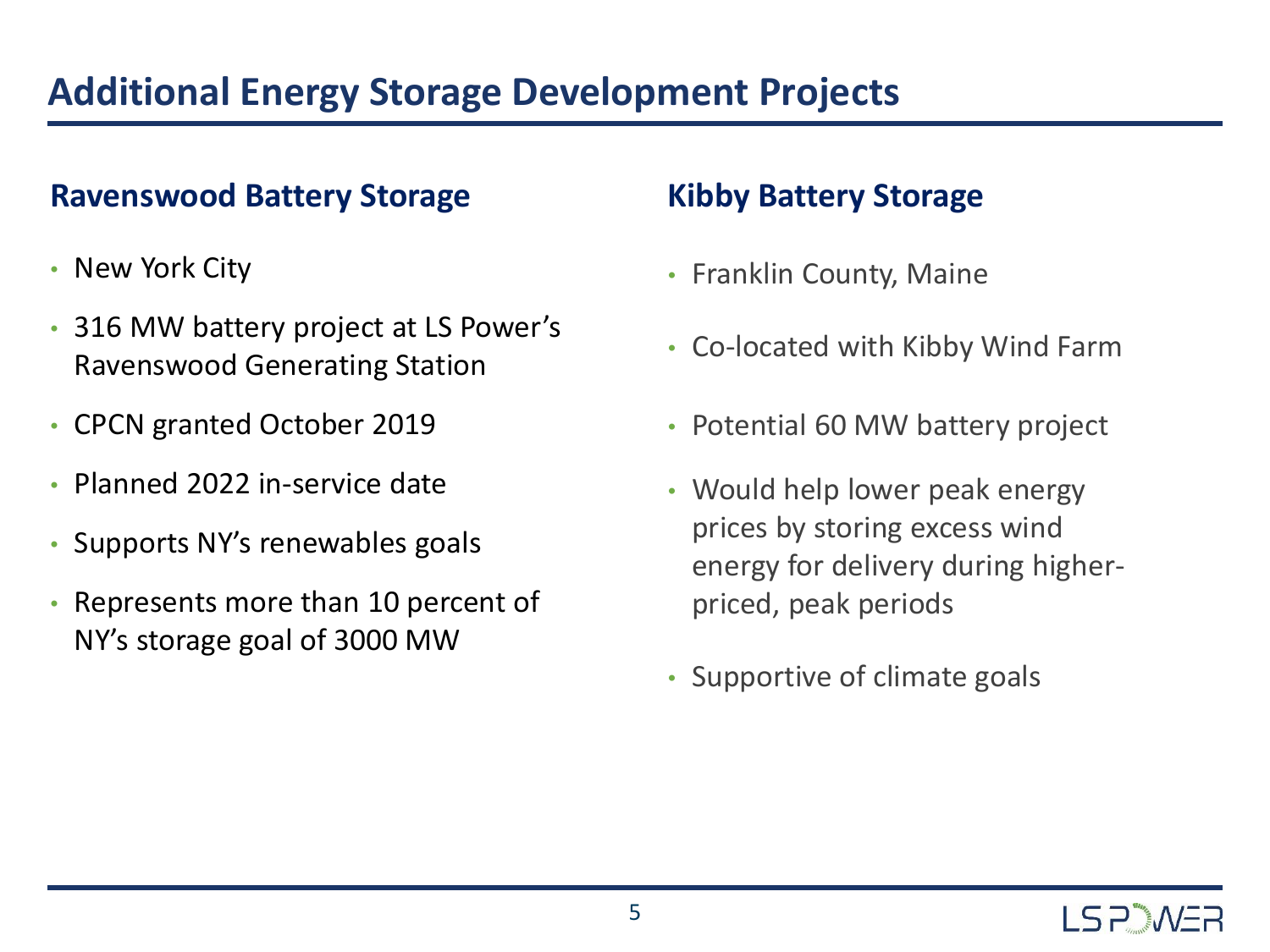# Additional Energy Storage Development Projects

## Ravenswood Battery Storage

- New York City
- 316 MW battery project at LS Power's Ravenswood Generating Station
- CPCN granted October 2019
- Planned 2022 in-service date
- Supports NY's renewables goals
- Represents more than 10 percent of NY's storage goal of 3000 MW

## Kibby Battery Storage

- Franklin County, Maine
- Co-located with Kibby Wind Farm
- Potential 60 MW battery project
- Would help lower peak energy prices by storing excess wind energy for delivery during higher-priced, peak periods
- Supportive of climate goals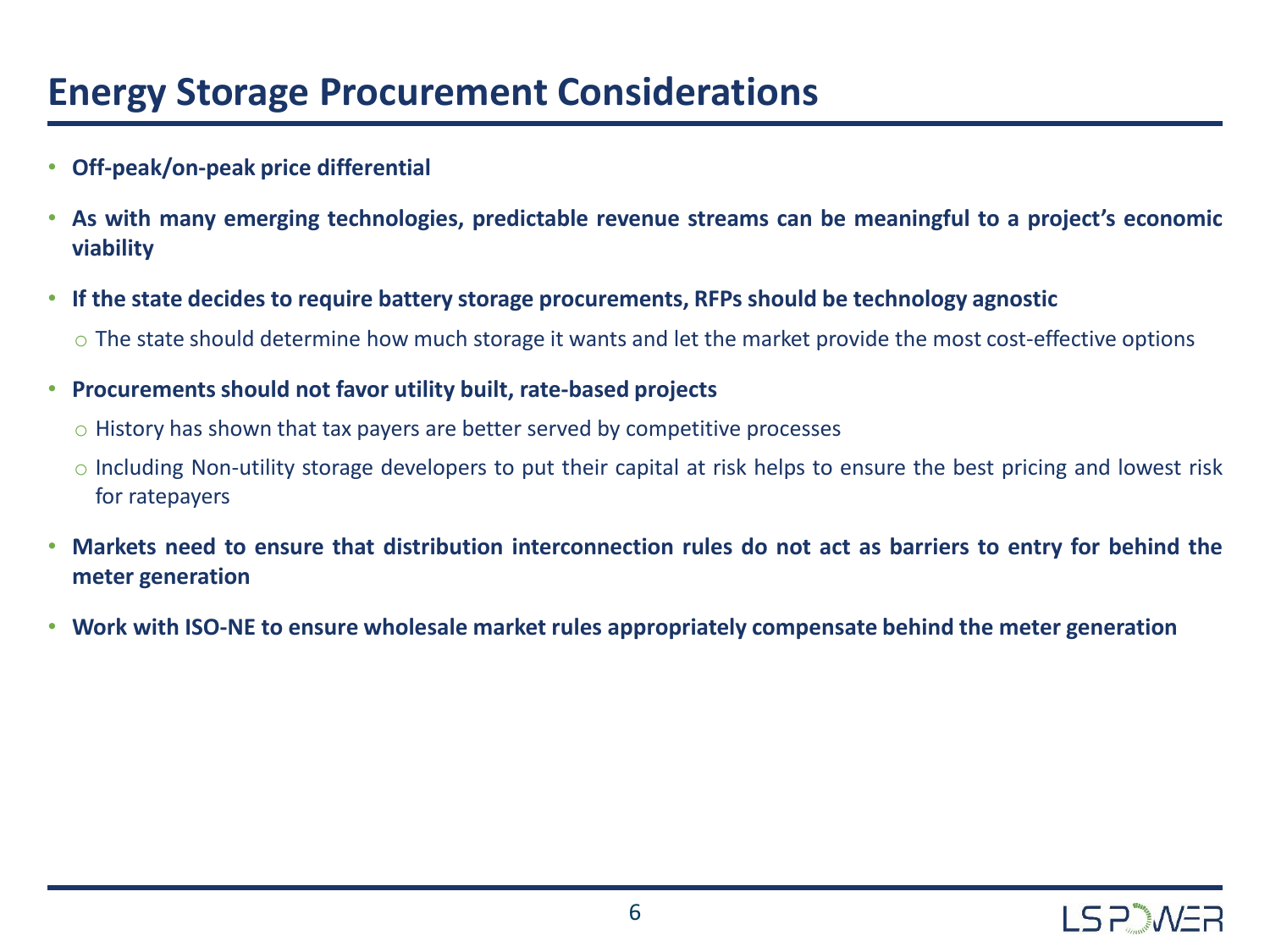# Energy Storage Procurement Considerations

- **Off-peak/on-peak price differential**
- **As with many emerging technologies, predictable revenue streams can be meaningful to a project's economic viability**
- **If the state decides to require battery storage procurements, RFPs should be technology agnostic**
  - The state should determine how much storage it wants and let the market provide the most cost-effective options
- **Procurements should not favor utility built, rate-based projects**
  - History has shown that tax payers are better served by competitive processes
  - Including Non-utility storage developers to put their capital at risk helps to ensure the best pricing and lowest risk for ratepayers
- **Markets need to ensure that distribution interconnection rules do not act as barriers to entry for behind the meter generation**
- **Work with ISO-NE to ensure wholesale market rules appropriately compensate behind the meter generation**